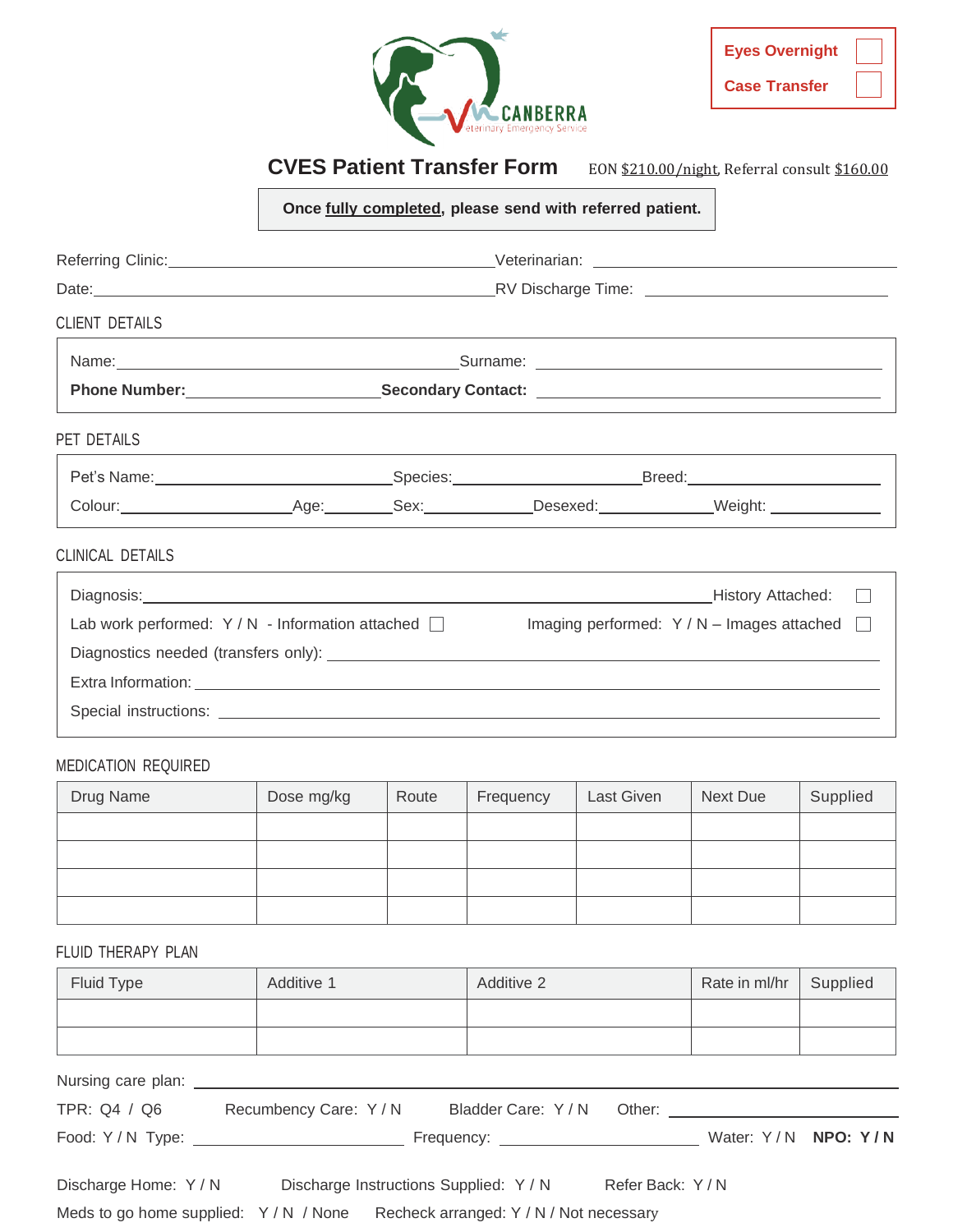Eyes Overnight ☐

Case Transfer ☐

# CVES Patient Transfer Form

EON $210.00/night, Referral consult $160.00

**Once fully completed, please send with referred patient.**

Referring Clinic: ____________________ Veterinarian: ____________________

Date: ____________________ RV Discharge Time: ____________________

## CLIENT DETAILS

Name: ____________________ Surname: ____________________

**Phone Number:** ____________________ **Secondary Contact:** ____________________

## PET DETAILS

Pet's Name: ____________ Species: ____________ Breed: ____________

Colour: ____________ Age: ________ Sex: ________ Desexed: ________ Weight: ________

## CLINICAL DETAILS

Diagnosis: ____________________ History Attached: ☐

Lab work performed: Y / N - Information attached ☐ Imaging performed: Y / N – Images attached ☐

Diagnostics needed (transfers only): ____________________

Extra Information: ____________________

Special instructions: ____________________

## MEDICATION REQUIRED

| Drug Name | Dose mg/kg | Route | Frequency | Last Given | Next Due | Supplied |
|---|---|---|---|---|---|---|
| | | | | | | |
| | | | | | | |
| | | | | | | |
| | | | | | | |

## FLUID THERAPY PLAN

| Fluid Type | Additive 1 | Additive 2 | Rate in ml/hr | Supplied |
|---|---|---|---|---|
| | | | | |
| | | | | |

Nursing care plan: ____________________

TPR: Q4 / Q6 Recumbency Care: Y / N Bladder Care: Y / N Other: ____________________

Food: Y / N Type: ____________ Frequency: ____________ Water: Y / N **NPO: Y / N**

Discharge Home: Y / N Discharge Instructions Supplied: Y / N Refer Back: Y / N

Meds to go home supplied: Y / N / None Recheck arranged: Y / N / Not necessary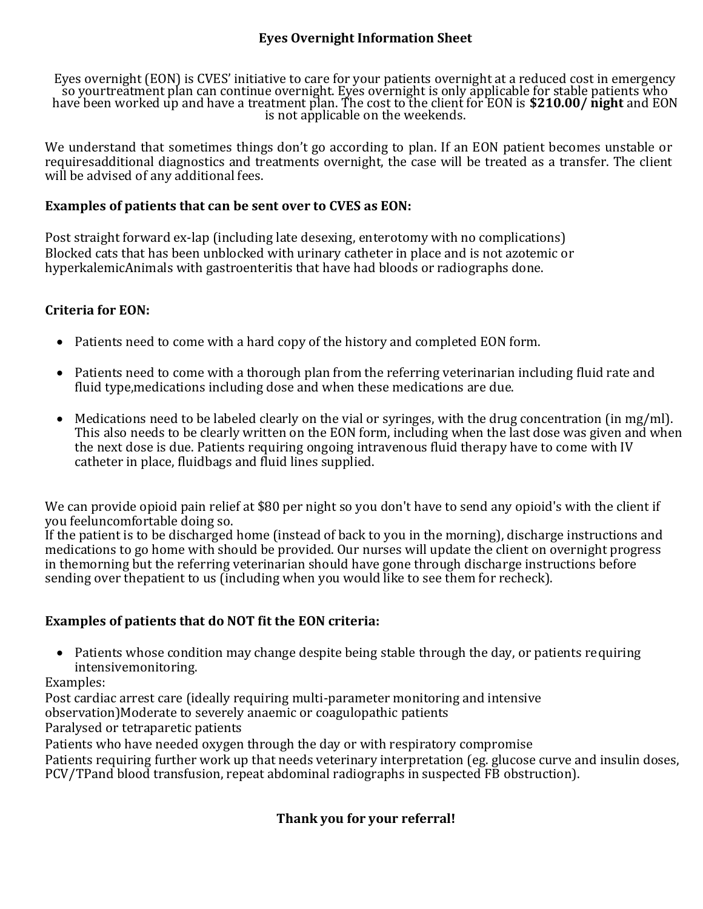**Eyes Overnight Information Sheet**

Eyes overnight (EON) is CVES' initiative to care for your patients overnight at a reduced cost in emergency so yourtreatment plan can continue overnight. Eyes overnight is only applicable for stable patients who have been worked up and have a treatment plan. The cost to the client for EON is **$210.00/ night** and EON is not applicable on the weekends.

We understand that sometimes things don't go according to plan. If an EON patient becomes unstable or requiresadditional diagnostics and treatments overnight, the case will be treated as a transfer. The client will be advised of any additional fees.

**Examples of patients that can be sent over to CVES as EON:**

Post straight forward ex-lap (including late desexing, enterotomy with no complications)
Blocked cats that has been unblocked with urinary catheter in place and is not azotemic or hyperkalemicAnimals with gastroenteritis that have had bloods or radiographs done.

**Criteria for EON:**

- Patients need to come with a hard copy of the history and completed EON form.
- Patients need to come with a thorough plan from the referring veterinarian including fluid rate and fluid type,medications including dose and when these medications are due.
- Medications need to be labeled clearly on the vial or syringes, with the drug concentration (in mg/ml). This also needs to be clearly written on the EON form, including when the last dose was given and when the next dose is due. Patients requiring ongoing intravenous fluid therapy have to come with IV catheter in place, fluidbags and fluid lines supplied.

We can provide opioid pain relief at $80 per night so you don't have to send any opioid's with the client if you feeluncomfortable doing so.
If the patient is to be discharged home (instead of back to you in the morning), discharge instructions and medications to go home with should be provided. Our nurses will update the client on overnight progress in themorning but the referring veterinarian should have gone through discharge instructions before sending over thepatient to us (including when you would like to see them for recheck).

**Examples of patients that do NOT fit the EON criteria:**

- Patients whose condition may change despite being stable through the day, or patients requiring intensivemonitoring.

Examples:
Post cardiac arrest care (ideally requiring multi-parameter monitoring and intensive observation)Moderate to severely anaemic or coagulopathic patients
Paralysed or tetraparetic patients
Patients who have needed oxygen through the day or with respiratory compromise
Patients requiring further work up that needs veterinary interpretation (eg. glucose curve and insulin doses, PCV/TPand blood transfusion, repeat abdominal radiographs in suspected FB obstruction).

**Thank you for your referral!**